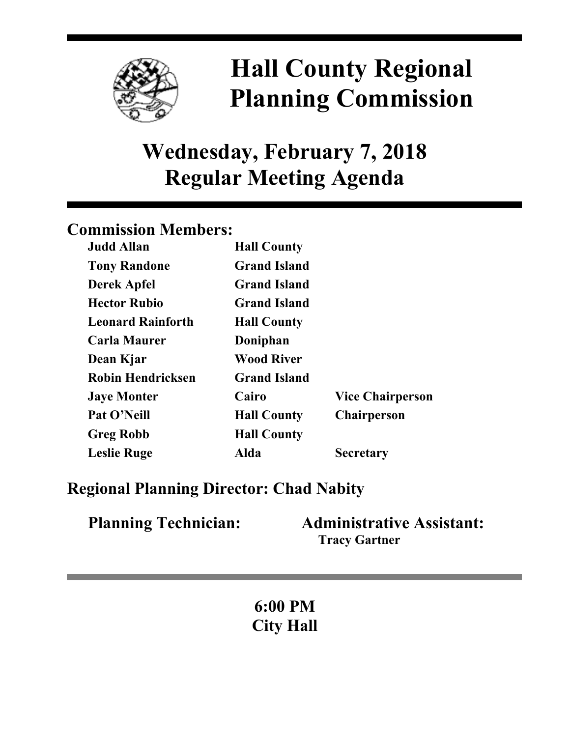# Hall County Regional Planning Commission

## Wednesday, February 7, 2018
## Regular Meeting Agenda

### Commission Members:

| | | |
|---|---|---|
| **Judd Allan** | **Hall County** | |
| **Tony Randone** | **Grand Island** | |
| **Derek Apfel** | **Grand Island** | |
| **Hector Rubio** | **Grand Island** | |
| **Leonard Rainforth** | **Hall County** | |
| **Carla Maurer** | **Doniphan** | |
| **Dean Kjar** | **Wood River** | |
| **Robin Hendricksen** | **Grand Island** | |
| **Jaye Monter** | **Cairo** | **Vice Chairperson** |
| **Pat O'Neill** | **Hall County** | **Chairperson** |
| **Greg Robb** | **Hall County** | |
| **Leslie Ruge** | **Alda** | **Secretary** |

### Regional Planning Director: Chad Nabity

**Planning Technician:**

**Administrative Assistant:**
**Tracy Gartner**

**6:00 PM**
**City Hall**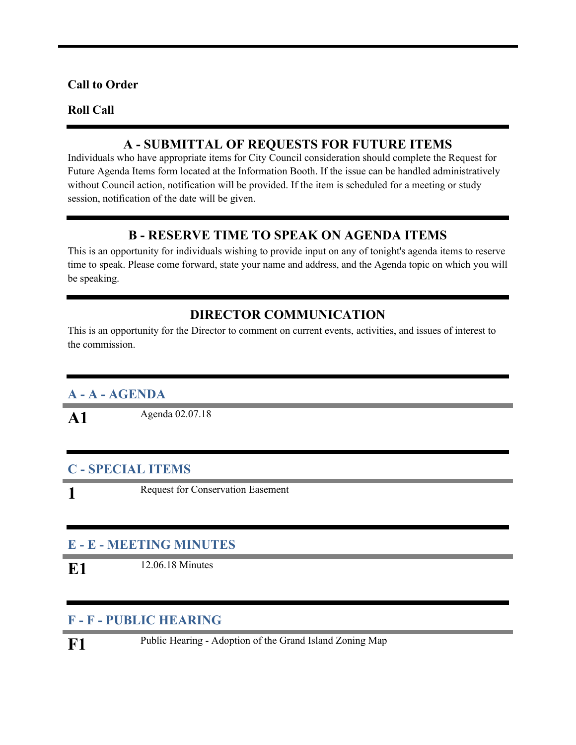**Call to Order**

**Roll Call**

## A - SUBMITTAL OF REQUESTS FOR FUTURE ITEMS

Individuals who have appropriate items for City Council consideration should complete the Request for Future Agenda Items form located at the Information Booth. If the issue can be handled administratively without Council action, notification will be provided. If the item is scheduled for a meeting or study session, notification of the date will be given.

## B - RESERVE TIME TO SPEAK ON AGENDA ITEMS

This is an opportunity for individuals wishing to provide input on any of tonight's agenda items to reserve time to speak. Please come forward, state your name and address, and the Agenda topic on which you will be speaking.

## DIRECTOR COMMUNICATION

This is an opportunity for the Director to comment on current events, activities, and issues of interest to the commission.

### A - A - AGENDA

**A1** Agenda 02.07.18

### C - SPECIAL ITEMS

**1** Request for Conservation Easement

### E - E - MEETING MINUTES

**E1** 12.06.18 Minutes

### F - F - PUBLIC HEARING

**F1** Public Hearing - Adoption of the Grand Island Zoning Map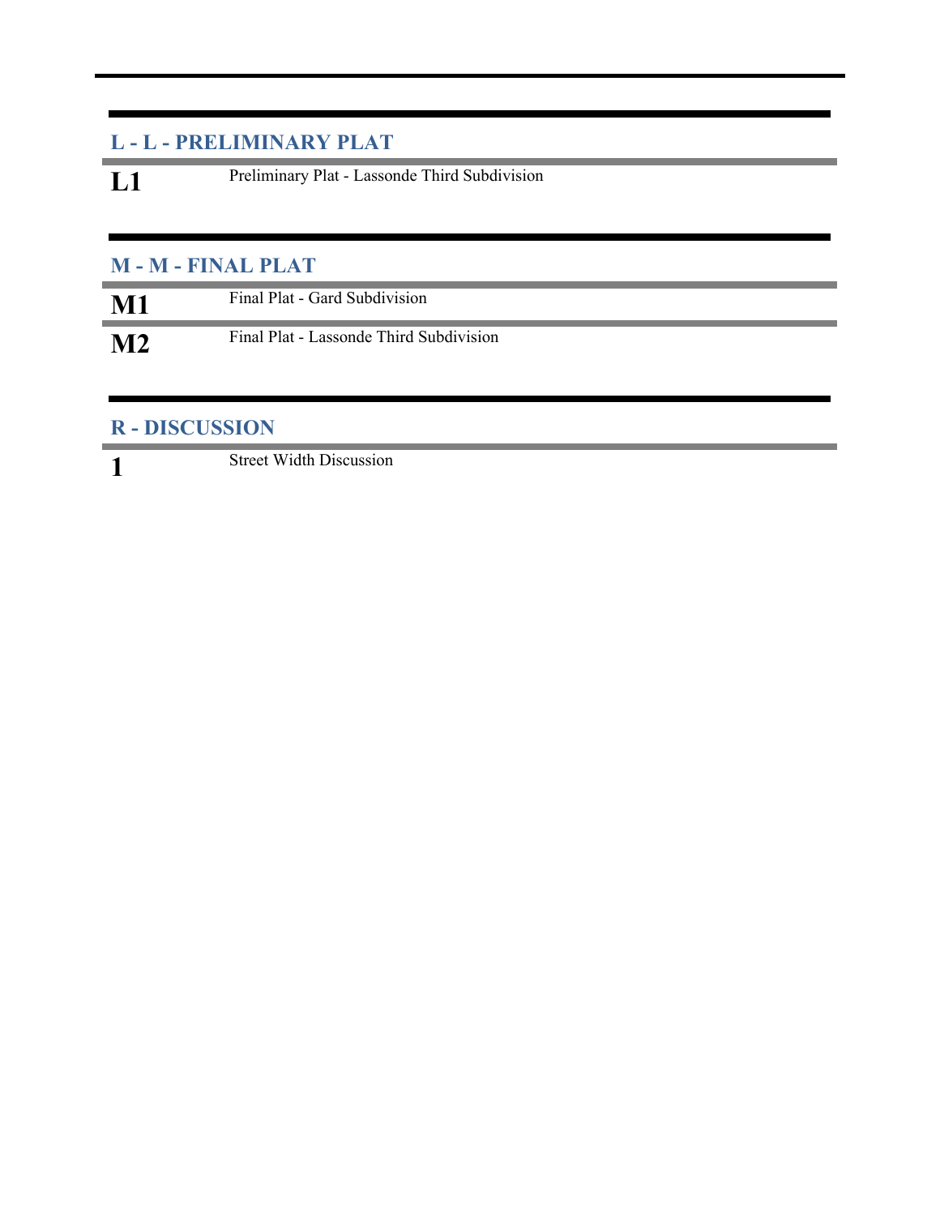## L - L - PRELIMINARY PLAT

**L1** Preliminary Plat - Lassonde Third Subdivision

## M - M - FINAL PLAT

**M1** Final Plat - Gard Subdivision

**M2** Final Plat - Lassonde Third Subdivision

## R - DISCUSSION

**1** Street Width Discussion